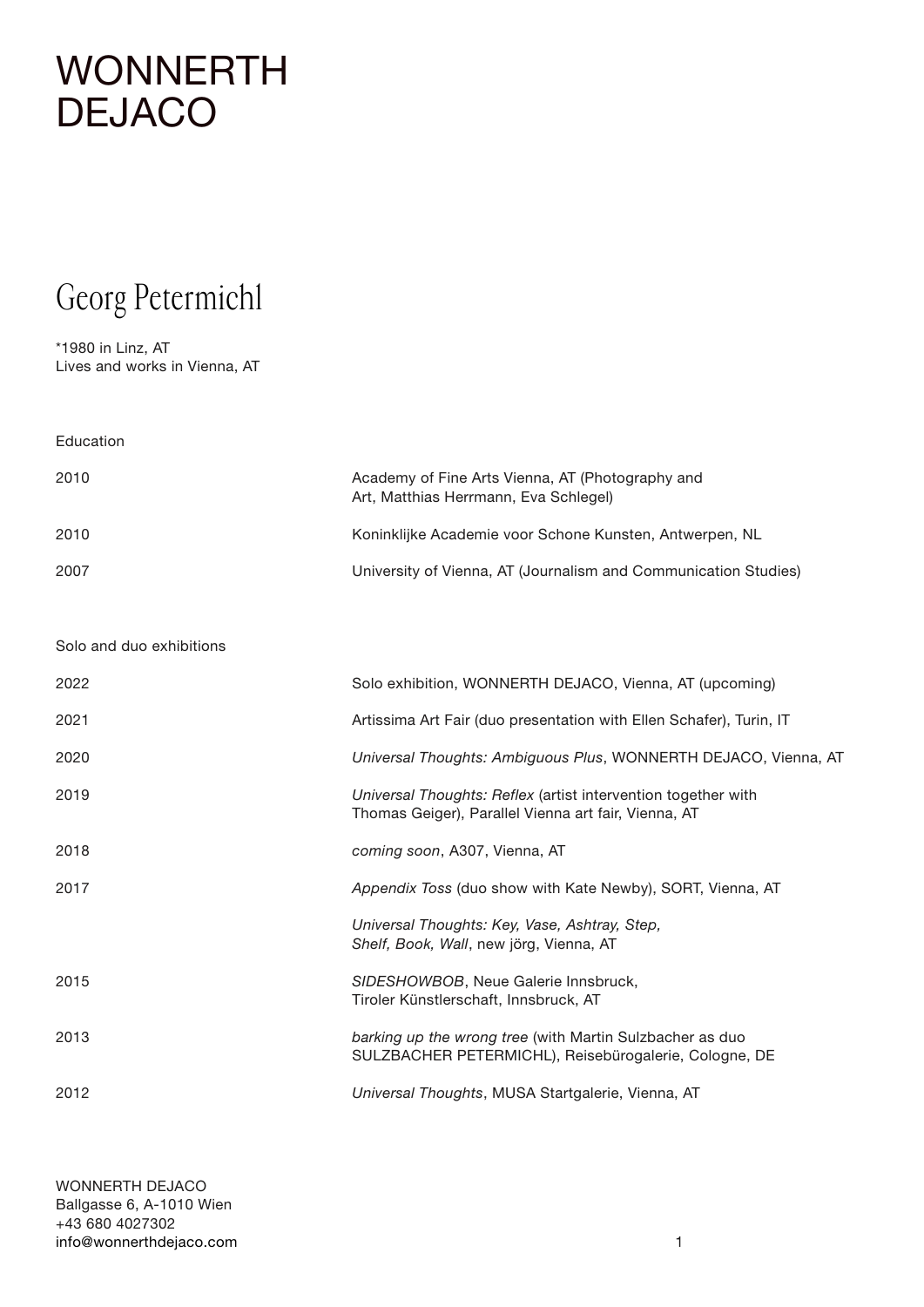# WONNERTH DEJACO

## Georg Petermichl

*1980 in Linz, AT
Lives and works in Vienna, AT

### Education

| | |
|---|---|
| 2010 | Academy of Fine Arts Vienna, AT (Photography and Art, Matthias Herrmann, Eva Schlegel) |
| 2010 | Koninklijke Academie voor Schone Kunsten, Antwerpen, NL |
| 2007 | University of Vienna, AT (Journalism and Communication Studies) |

### Solo and duo exhibitions

| | |
|---|---|
| 2022 | Solo exhibition, WONNERTH DEJACO, Vienna, AT (upcoming) |
| 2021 | Artissima Art Fair (duo presentation with Ellen Schafer), Turin, IT |
| 2020 | *Universal Thoughts: Ambiguous Plus*, WONNERTH DEJACO, Vienna, AT |
| 2019 | *Universal Thoughts: Reflex* (artist intervention together with Thomas Geiger), Parallel Vienna art fair, Vienna, AT |
| 2018 | *coming soon*, A307, Vienna, AT |
| 2017 | *Appendix Toss* (duo show with Kate Newby), SORT, Vienna, AT |
| | *Universal Thoughts: Key, Vase, Ashtray, Step, Shelf, Book, Wall*, new jörg, Vienna, AT |
| 2015 | *SIDESHOWBOB*, Neue Galerie Innsbruck, Tiroler Künstlerschaft, Innsbruck, AT |
| 2013 | *barking up the wrong tree* (with Martin Sulzbacher as duo SULZBACHER PETERMICHL), Reisebürogalerie, Cologne, DE |
| 2012 | *Universal Thoughts*, MUSA Startgalerie, Vienna, AT |

WONNERTH DEJACO
Ballgasse 6, A-1010 Wien
+43 680 4027302
info@wonnerthdejaco.com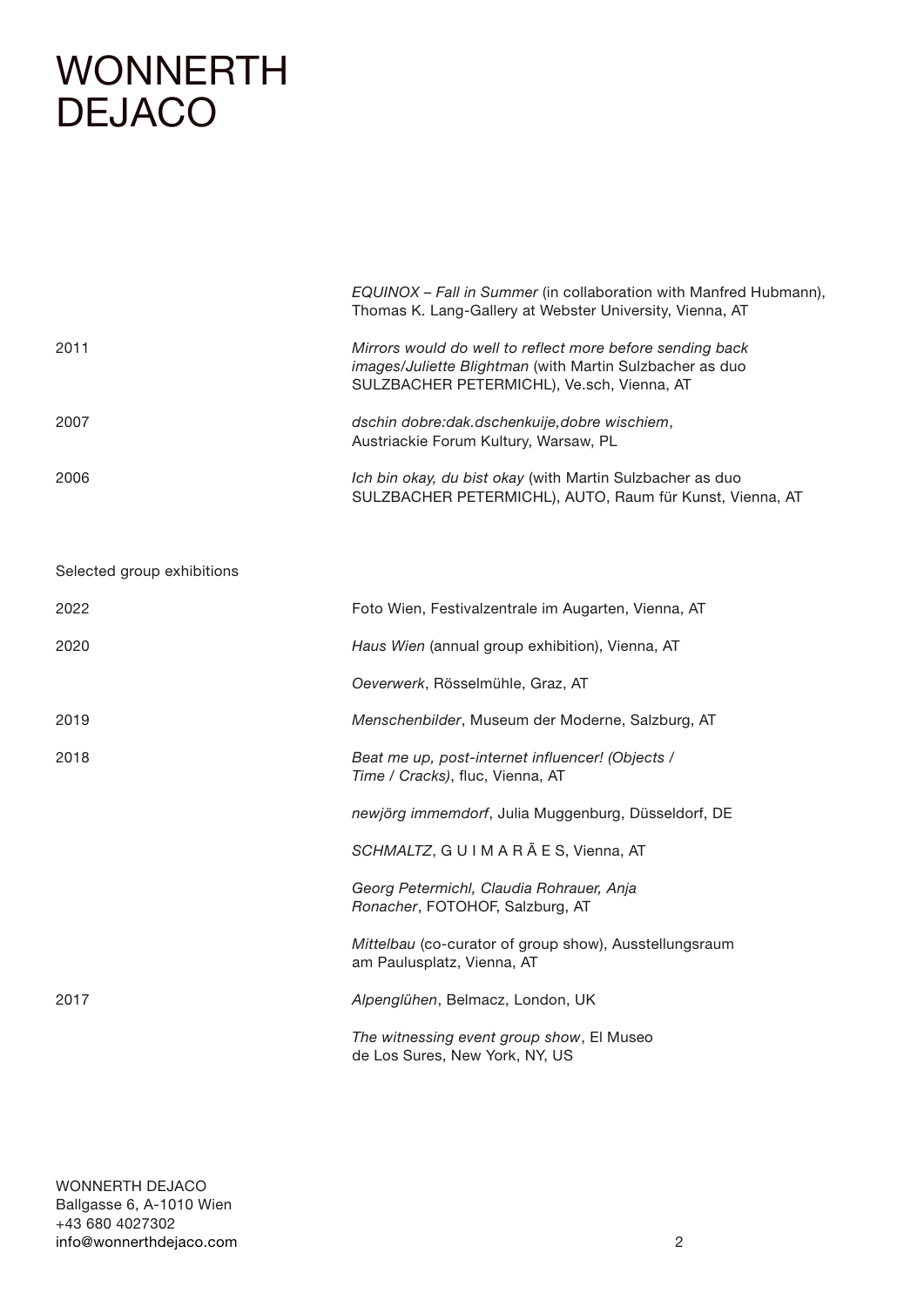# WONNERTH DEJACO

| | |
|---|---|
| | *EQUINOX – Fall in Summer* (in collaboration with Manfred Hubmann), Thomas K. Lang-Gallery at Webster University, Vienna, AT |
| 2011 | *Mirrors would do well to reflect more before sending back images/Juliette Blightman* (with Martin Sulzbacher as duo SULZBACHER PETERMICHL), Ve.sch, Vienna, AT |
| 2007 | *dschin dobre:dak.dschenkuije,dobre wischiem*, Austriackie Forum Kultury, Warsaw, PL |
| 2006 | *Ich bin okay, du bist okay* (with Martin Sulzbacher as duo SULZBACHER PETERMICHL), AUTO, Raum für Kunst, Vienna, AT |

Selected group exhibitions

| | |
|---|---|
| 2022 | Foto Wien, Festivalzentrale im Augarten, Vienna, AT |
| 2020 | *Haus Wien* (annual group exhibition), Vienna, AT |
| | *Oeverwerk*, Rösselmühle, Graz, AT |
| 2019 | *Menschenbilder*, Museum der Moderne, Salzburg, AT |
| 2018 | *Beat me up, post-internet influencer! (Objects / Time / Cracks)*, fluc, Vienna, AT |
| | *newjörg immemdorf*, Julia Muggenburg, Düsseldorf, DE |
| | *SCHMALTZ*, G U I M A R Ã E S, Vienna, AT |
| | *Georg Petermichl, Claudia Rohrauer, Anja Ronacher*, FOTOHOF, Salzburg, AT |
| | *Mittelbau* (co-curator of group show), Ausstellungsraum am Paulusplatz, Vienna, AT |
| 2017 | *Alpenglühen*, Belmacz, London, UK |
| | *The witnessing event group show*, El Museo de Los Sures, New York, NY, US |

WONNERTH DEJACO
Ballgasse 6, A-1010 Wien
+43 680 4027302
info@wonnerthdejaco.com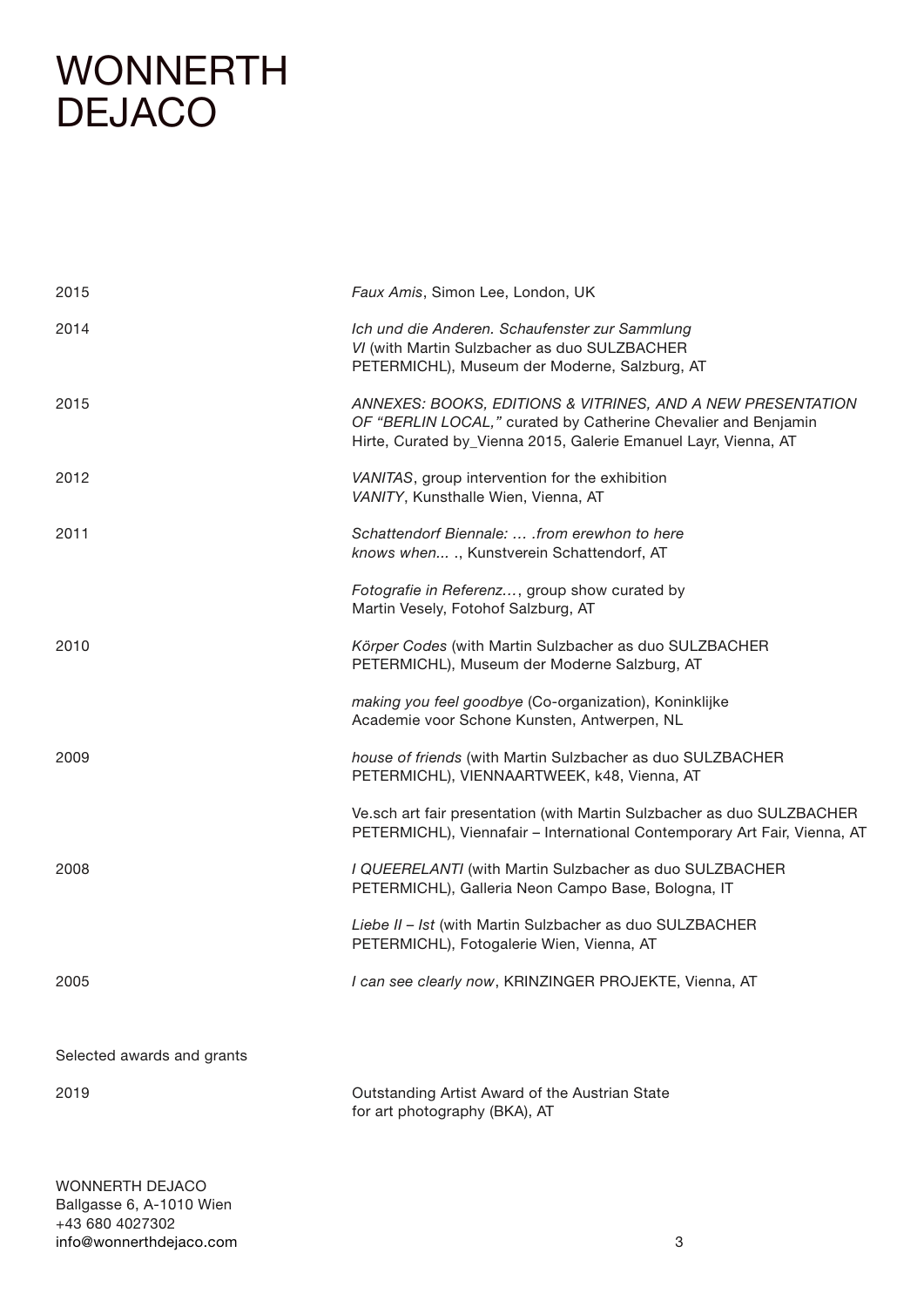| | |
|---|---|
| 2015 | *Faux Amis*, Simon Lee, London, UK |
| 2014 | *Ich und die Anderen. Schaufenster zur Sammlung VI* (with Martin Sulzbacher as duo SULZBACHER PETERMICHL), Museum der Moderne, Salzburg, AT |
| 2015 | *ANNEXES: BOOKS, EDITIONS & VITRINES, AND A NEW PRESENTATION OF "BERLIN LOCAL,"* curated by Catherine Chevalier and Benjamin Hirte, Curated by_Vienna 2015, Galerie Emanuel Layr, Vienna, AT |
| 2012 | *VANITAS*, group intervention for the exhibition *VANITY*, Kunsthalle Wien, Vienna, AT |
| 2011 | *Schattendorf Biennale: … .from erewhon to here knows when...* ., Kunstverein Schattendorf, AT |
| | *Fotografie in Referenz…*, group show curated by Martin Vesely, Fotohof Salzburg, AT |
| 2010 | *Körper Codes* (with Martin Sulzbacher as duo SULZBACHER PETERMICHL), Museum der Moderne Salzburg, AT |
| | *making you feel goodbye* (Co-organization), Koninklijke Academie voor Schone Kunsten, Antwerpen, NL |
| 2009 | *house of friends* (with Martin Sulzbacher as duo SULZBACHER PETERMICHL), VIENNAARTWEEK, k48, Vienna, AT |
| | Ve.sch art fair presentation (with Martin Sulzbacher as duo SULZBACHER PETERMICHL), Viennafair – International Contemporary Art Fair, Vienna, AT |
| 2008 | *I QUEERELANTI* (with Martin Sulzbacher as duo SULZBACHER PETERMICHL), Galleria Neon Campo Base, Bologna, IT |
| | *Liebe II – Ist* (with Martin Sulzbacher as duo SULZBACHER PETERMICHL), Fotogalerie Wien, Vienna, AT |
| 2005 | *I can see clearly now*, KRINZINGER PROJEKTE, Vienna, AT |

## Selected awards and grants

| | |
|---|---|
| 2019 | Outstanding Artist Award of the Austrian State for art photography (BKA), AT |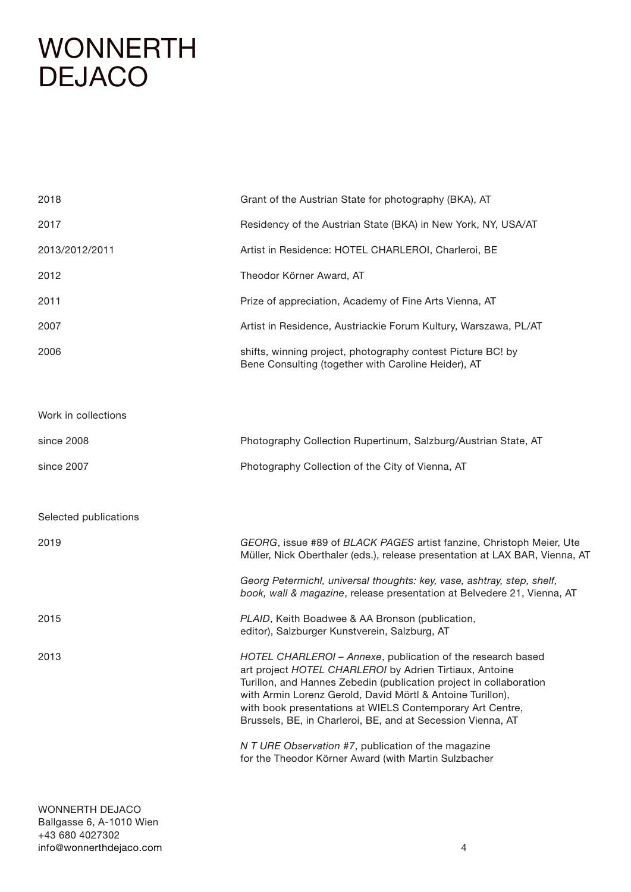# WONNERTH DEJACO

| | |
|---|---|
| 2018 | Grant of the Austrian State for photography (BKA), AT |
| 2017 | Residency of the Austrian State (BKA) in New York, NY, USA/AT |
| 2013/2012/2011 | Artist in Residence: HOTEL CHARLEROI, Charleroi, BE |
| 2012 | Theodor Körner Award, AT |
| 2011 | Prize of appreciation, Academy of Fine Arts Vienna, AT |
| 2007 | Artist in Residence, Austriackie Forum Kultury, Warszawa, PL/AT |
| 2006 | shifts, winning project, photography contest Picture BC! by Bene Consulting (together with Caroline Heider), AT |

Work in collections

| | |
|---|---|
| since 2008 | Photography Collection Rupertinum, Salzburg/Austrian State, AT |
| since 2007 | Photography Collection of the City of Vienna, AT |

Selected publications

| | |
|---|---|
| 2019 | *GEORG*, issue #89 of *BLACK PAGES* artist fanzine, Christoph Meier, Ute Müller, Nick Oberthaler (eds.), release presentation at LAX BAR, Vienna, AT |
| | *Georg Petermichl, universal thoughts: key, vase, ashtray, step, shelf, book, wall & magazine*, release presentation at Belvedere 21, Vienna, AT |
| 2015 | *PLAID*, Keith Boadwee & AA Bronson (publication, editor), Salzburger Kunstverein, Salzburg, AT |
| 2013 | *HOTEL CHARLEROI – Annexe*, publication of the research based art project *HOTEL CHARLEROI* by Adrien Tirtiaux, Antoine Turillon, and Hannes Zebedin (publication project in collaboration with Armin Lorenz Gerold, David Mörtl & Antoine Turillon), with book presentations at WIELS Contemporary Art Centre, Brussels, BE, in Charleroi, BE, and at Secession Vienna, AT |
| | *N T URE Observation #7*, publication of the magazine for the Theodor Körner Award (with Martin Sulzbacher |

WONNERTH DEJACO
Ballgasse 6, A-1010 Wien
+43 680 4027302
info@wonnerthdejaco.com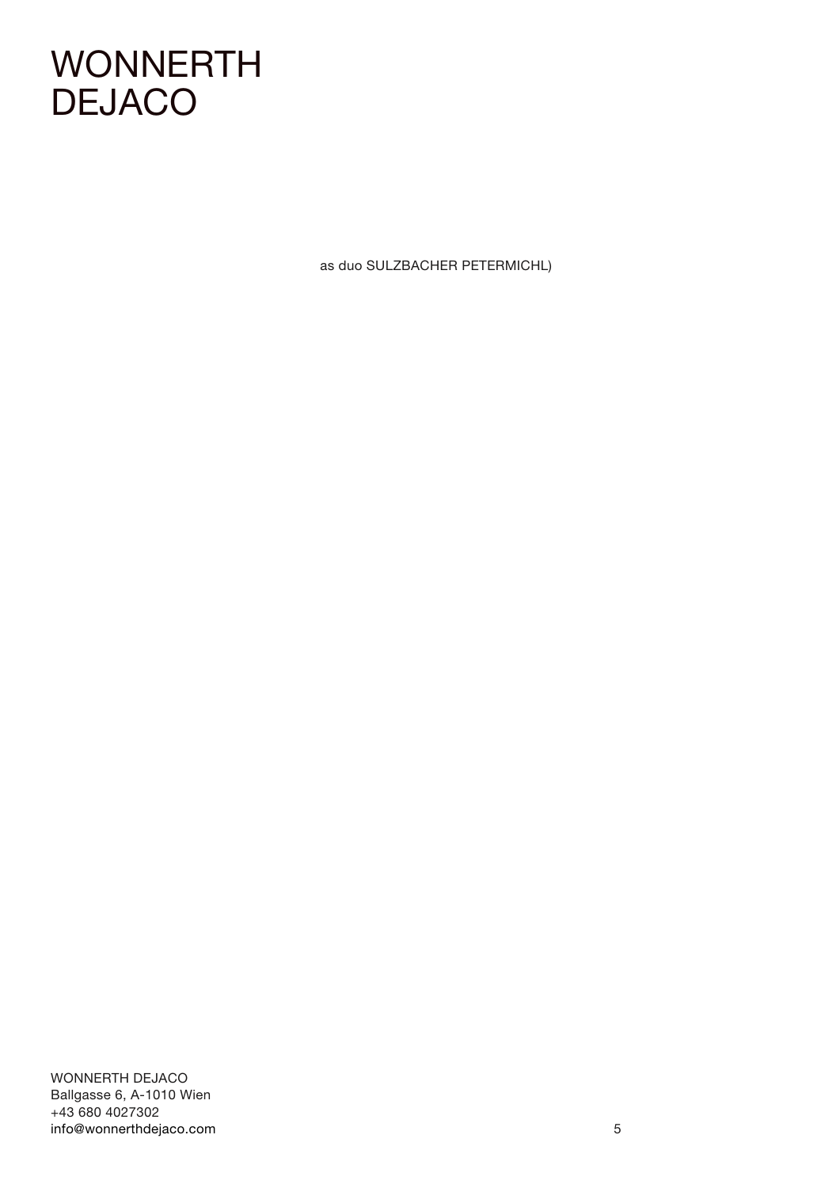as duo SULZBACHER PETERMICHL)